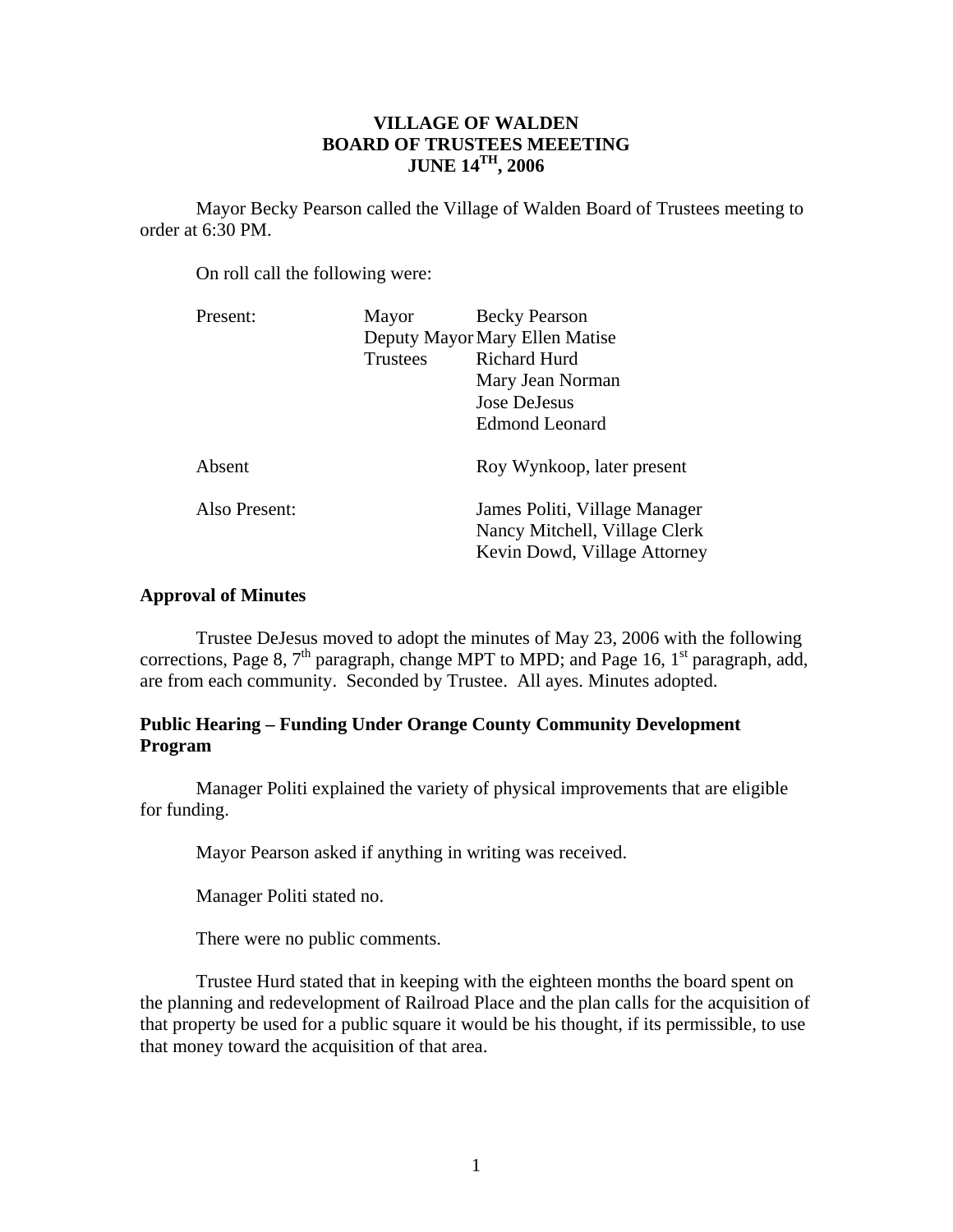# VILLAGE OF WALDEN
## BOARD OF TRUSTEES MEEETING
## JUNE 14TH, 2006

Mayor Becky Pearson called the Village of Walden Board of Trustees meeting to order at 6:30 PM.

On roll call the following were:

| | | |
|---|---|---|
| Present: | Mayor | Becky Pearson |
| | Deputy Mayor | Mary Ellen Matise |
| | Trustees | Richard Hurd |
| | | Mary Jean Norman |
| | | Jose DeJesus |
| | | Edmond Leonard |
| Absent | | Roy Wynkoop, later present |
| Also Present: | | James Politi, Village Manager |
| | | Nancy Mitchell, Village Clerk |
| | | Kevin Dowd, Village Attorney |

**Approval of Minutes**

Trustee DeJesus moved to adopt the minutes of May 23, 2006 with the following corrections, Page 8, 7th paragraph, change MPT to MPD; and Page 16, 1st paragraph, add, are from each community. Seconded by Trustee. All ayes. Minutes adopted.

**Public Hearing – Funding Under Orange County Community Development Program**

Manager Politi explained the variety of physical improvements that are eligible for funding.

Mayor Pearson asked if anything in writing was received.

Manager Politi stated no.

There were no public comments.

Trustee Hurd stated that in keeping with the eighteen months the board spent on the planning and redevelopment of Railroad Place and the plan calls for the acquisition of that property be used for a public square it would be his thought, if its permissible, to use that money toward the acquisition of that area.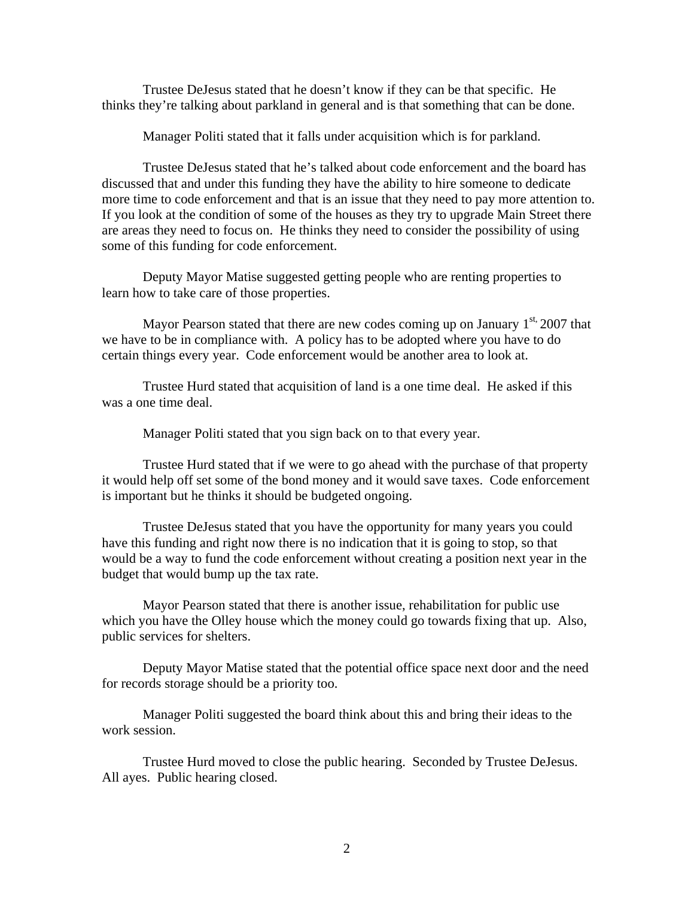Trustee DeJesus stated that he doesn't know if they can be that specific. He thinks they're talking about parkland in general and is that something that can be done.

Manager Politi stated that it falls under acquisition which is for parkland.

Trustee DeJesus stated that he's talked about code enforcement and the board has discussed that and under this funding they have the ability to hire someone to dedicate more time to code enforcement and that is an issue that they need to pay more attention to. If you look at the condition of some of the houses as they try to upgrade Main Street there are areas they need to focus on. He thinks they need to consider the possibility of using some of this funding for code enforcement.

Deputy Mayor Matise suggested getting people who are renting properties to learn how to take care of those properties.

Mayor Pearson stated that there are new codes coming up on January 1st, 2007 that we have to be in compliance with. A policy has to be adopted where you have to do certain things every year. Code enforcement would be another area to look at.

Trustee Hurd stated that acquisition of land is a one time deal. He asked if this was a one time deal.

Manager Politi stated that you sign back on to that every year.

Trustee Hurd stated that if we were to go ahead with the purchase of that property it would help off set some of the bond money and it would save taxes. Code enforcement is important but he thinks it should be budgeted ongoing.

Trustee DeJesus stated that you have the opportunity for many years you could have this funding and right now there is no indication that it is going to stop, so that would be a way to fund the code enforcement without creating a position next year in the budget that would bump up the tax rate.

Mayor Pearson stated that there is another issue, rehabilitation for public use which you have the Olley house which the money could go towards fixing that up. Also, public services for shelters.

Deputy Mayor Matise stated that the potential office space next door and the need for records storage should be a priority too.

Manager Politi suggested the board think about this and bring their ideas to the work session.

Trustee Hurd moved to close the public hearing. Seconded by Trustee DeJesus. All ayes. Public hearing closed.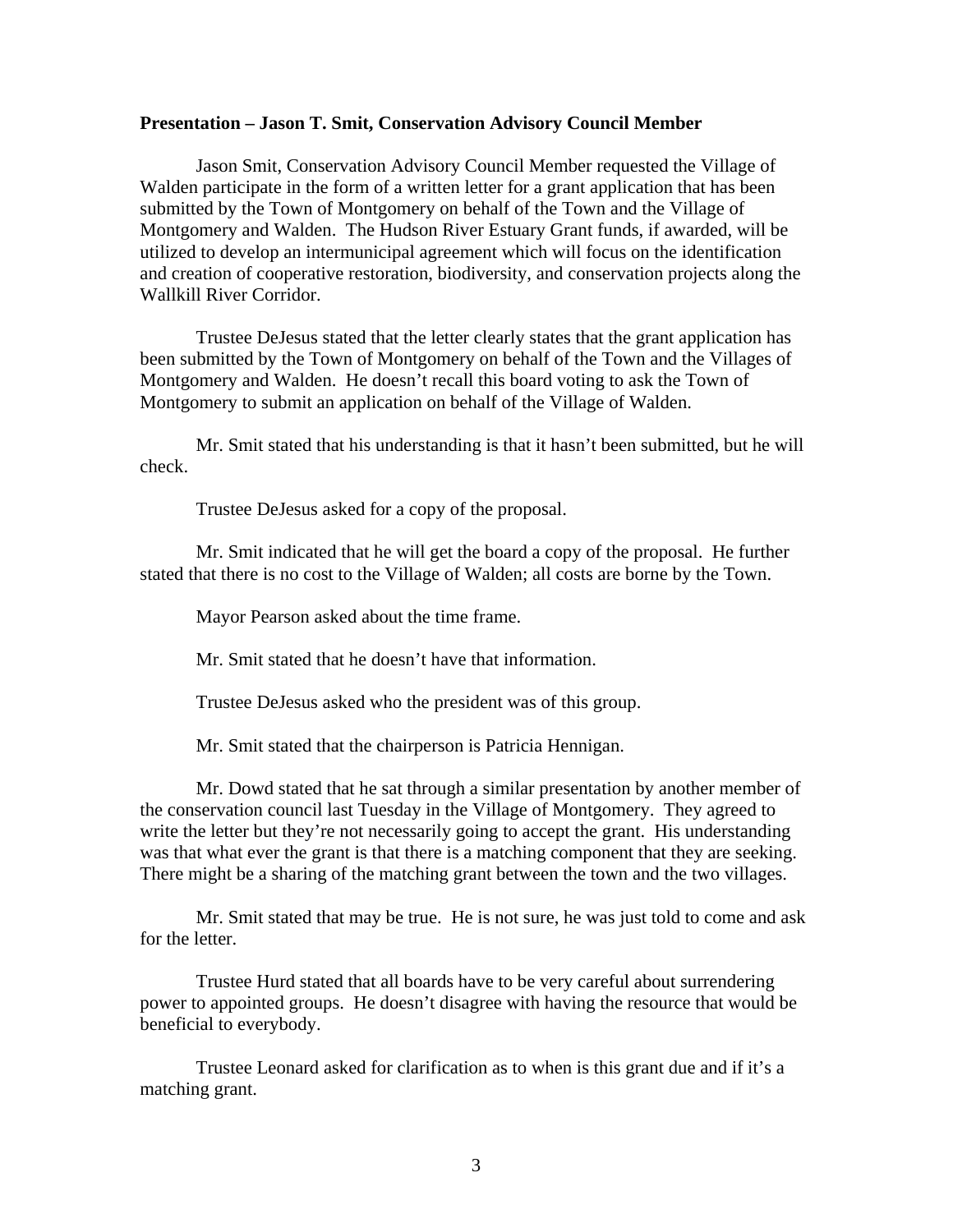**Presentation – Jason T. Smit, Conservation Advisory Council Member**

Jason Smit, Conservation Advisory Council Member requested the Village of Walden participate in the form of a written letter for a grant application that has been submitted by the Town of Montgomery on behalf of the Town and the Village of Montgomery and Walden. The Hudson River Estuary Grant funds, if awarded, will be utilized to develop an intermunicipal agreement which will focus on the identification and creation of cooperative restoration, biodiversity, and conservation projects along the Wallkill River Corridor.

Trustee DeJesus stated that the letter clearly states that the grant application has been submitted by the Town of Montgomery on behalf of the Town and the Villages of Montgomery and Walden. He doesn't recall this board voting to ask the Town of Montgomery to submit an application on behalf of the Village of Walden.

Mr. Smit stated that his understanding is that it hasn't been submitted, but he will check.

Trustee DeJesus asked for a copy of the proposal.

Mr. Smit indicated that he will get the board a copy of the proposal. He further stated that there is no cost to the Village of Walden; all costs are borne by the Town.

Mayor Pearson asked about the time frame.

Mr. Smit stated that he doesn't have that information.

Trustee DeJesus asked who the president was of this group.

Mr. Smit stated that the chairperson is Patricia Hennigan.

Mr. Dowd stated that he sat through a similar presentation by another member of the conservation council last Tuesday in the Village of Montgomery. They agreed to write the letter but they're not necessarily going to accept the grant. His understanding was that what ever the grant is that there is a matching component that they are seeking. There might be a sharing of the matching grant between the town and the two villages.

Mr. Smit stated that may be true. He is not sure, he was just told to come and ask for the letter.

Trustee Hurd stated that all boards have to be very careful about surrendering power to appointed groups. He doesn't disagree with having the resource that would be beneficial to everybody.

Trustee Leonard asked for clarification as to when is this grant due and if it's a matching grant.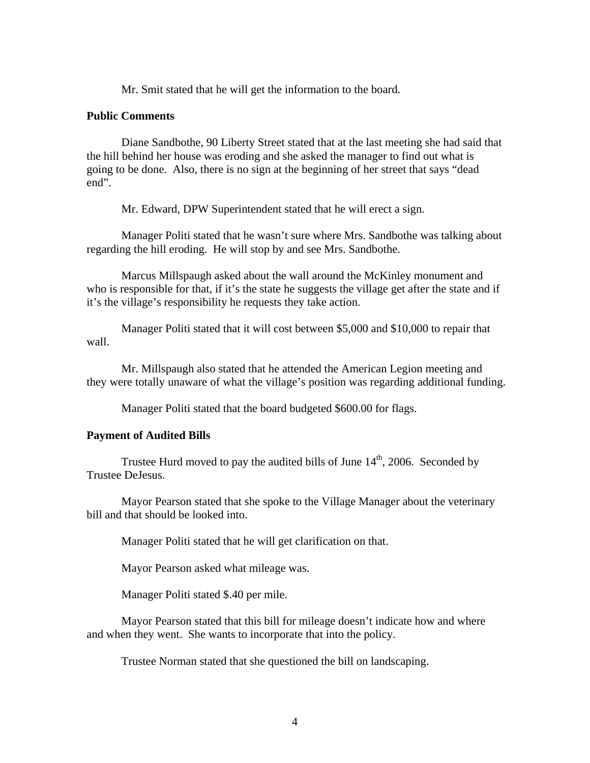Mr. Smit stated that he will get the information to the board.

**Public Comments**

Diane Sandbothe, 90 Liberty Street stated that at the last meeting she had said that the hill behind her house was eroding and she asked the manager to find out what is going to be done. Also, there is no sign at the beginning of her street that says "dead end".

Mr. Edward, DPW Superintendent stated that he will erect a sign.

Manager Politi stated that he wasn't sure where Mrs. Sandbothe was talking about regarding the hill eroding. He will stop by and see Mrs. Sandbothe.

Marcus Millspaugh asked about the wall around the McKinley monument and who is responsible for that, if it's the state he suggests the village get after the state and if it's the village's responsibility he requests they take action.

Manager Politi stated that it will cost between $5,000 and $10,000 to repair that wall.

Mr. Millspaugh also stated that he attended the American Legion meeting and they were totally unaware of what the village's position was regarding additional funding.

Manager Politi stated that the board budgeted $600.00 for flags.

**Payment of Audited Bills**

Trustee Hurd moved to pay the audited bills of June 14th, 2006. Seconded by Trustee DeJesus.

Mayor Pearson stated that she spoke to the Village Manager about the veterinary bill and that should be looked into.

Manager Politi stated that he will get clarification on that.

Mayor Pearson asked what mileage was.

Manager Politi stated $.40 per mile.

Mayor Pearson stated that this bill for mileage doesn't indicate how and where and when they went. She wants to incorporate that into the policy.

Trustee Norman stated that she questioned the bill on landscaping.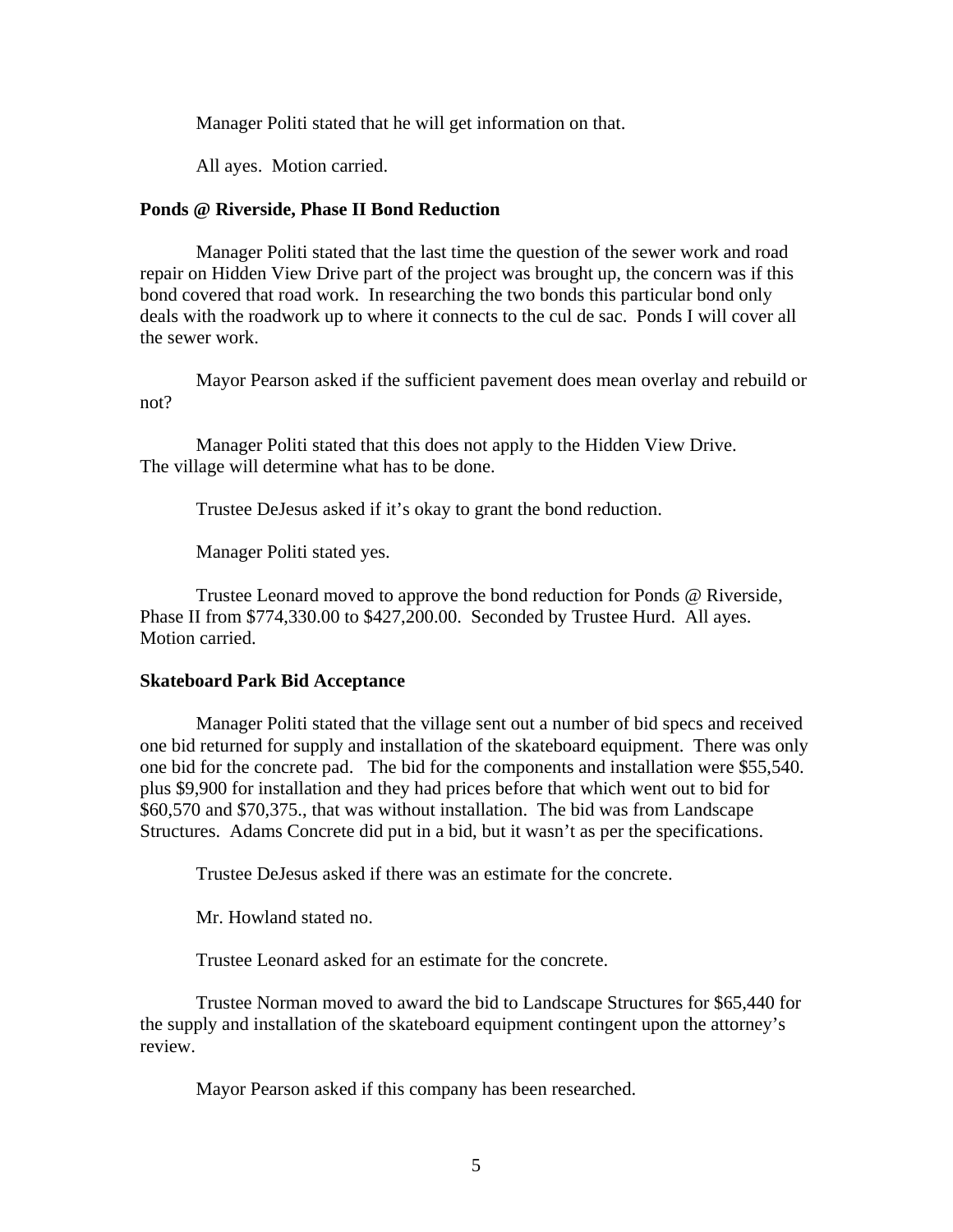Manager Politi stated that he will get information on that.

All ayes. Motion carried.

**Ponds @ Riverside, Phase II Bond Reduction**

Manager Politi stated that the last time the question of the sewer work and road repair on Hidden View Drive part of the project was brought up, the concern was if this bond covered that road work. In researching the two bonds this particular bond only deals with the roadwork up to where it connects to the cul de sac. Ponds I will cover all the sewer work.

Mayor Pearson asked if the sufficient pavement does mean overlay and rebuild or not?

Manager Politi stated that this does not apply to the Hidden View Drive. The village will determine what has to be done.

Trustee DeJesus asked if it's okay to grant the bond reduction.

Manager Politi stated yes.

Trustee Leonard moved to approve the bond reduction for Ponds @ Riverside, Phase II from $774,330.00 to $427,200.00. Seconded by Trustee Hurd. All ayes. Motion carried.

**Skateboard Park Bid Acceptance**

Manager Politi stated that the village sent out a number of bid specs and received one bid returned for supply and installation of the skateboard equipment. There was only one bid for the concrete pad. The bid for the components and installation were $55,540. plus $9,900 for installation and they had prices before that which went out to bid for $60,570 and $70,375., that was without installation. The bid was from Landscape Structures. Adams Concrete did put in a bid, but it wasn't as per the specifications.

Trustee DeJesus asked if there was an estimate for the concrete.

Mr. Howland stated no.

Trustee Leonard asked for an estimate for the concrete.

Trustee Norman moved to award the bid to Landscape Structures for $65,440 for the supply and installation of the skateboard equipment contingent upon the attorney's review.

Mayor Pearson asked if this company has been researched.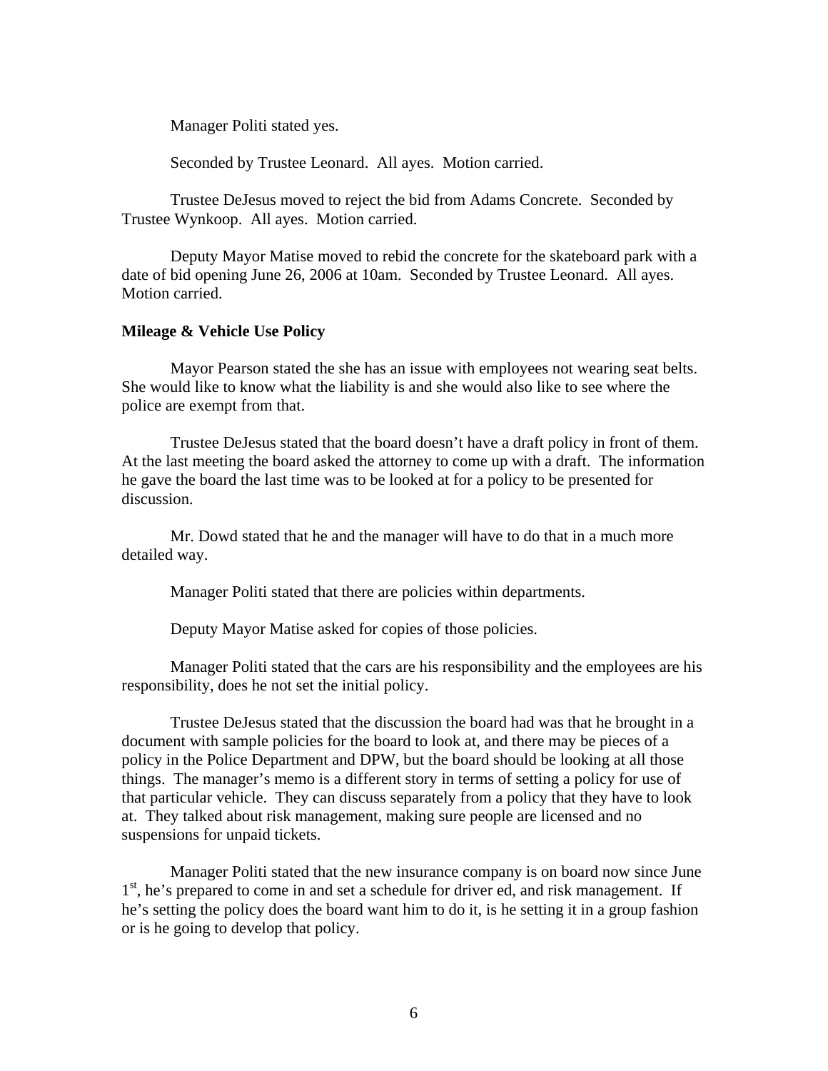Manager Politi stated yes.

Seconded by Trustee Leonard. All ayes. Motion carried.

Trustee DeJesus moved to reject the bid from Adams Concrete. Seconded by Trustee Wynkoop. All ayes. Motion carried.

Deputy Mayor Matise moved to rebid the concrete for the skateboard park with a date of bid opening June 26, 2006 at 10am. Seconded by Trustee Leonard. All ayes. Motion carried.

**Mileage & Vehicle Use Policy**

Mayor Pearson stated the she has an issue with employees not wearing seat belts. She would like to know what the liability is and she would also like to see where the police are exempt from that.

Trustee DeJesus stated that the board doesn't have a draft policy in front of them. At the last meeting the board asked the attorney to come up with a draft. The information he gave the board the last time was to be looked at for a policy to be presented for discussion.

Mr. Dowd stated that he and the manager will have to do that in a much more detailed way.

Manager Politi stated that there are policies within departments.

Deputy Mayor Matise asked for copies of those policies.

Manager Politi stated that the cars are his responsibility and the employees are his responsibility, does he not set the initial policy.

Trustee DeJesus stated that the discussion the board had was that he brought in a document with sample policies for the board to look at, and there may be pieces of a policy in the Police Department and DPW, but the board should be looking at all those things. The manager's memo is a different story in terms of setting a policy for use of that particular vehicle. They can discuss separately from a policy that they have to look at. They talked about risk management, making sure people are licensed and no suspensions for unpaid tickets.

Manager Politi stated that the new insurance company is on board now since June 1st, he's prepared to come in and set a schedule for driver ed, and risk management. If he's setting the policy does the board want him to do it, is he setting it in a group fashion or is he going to develop that policy.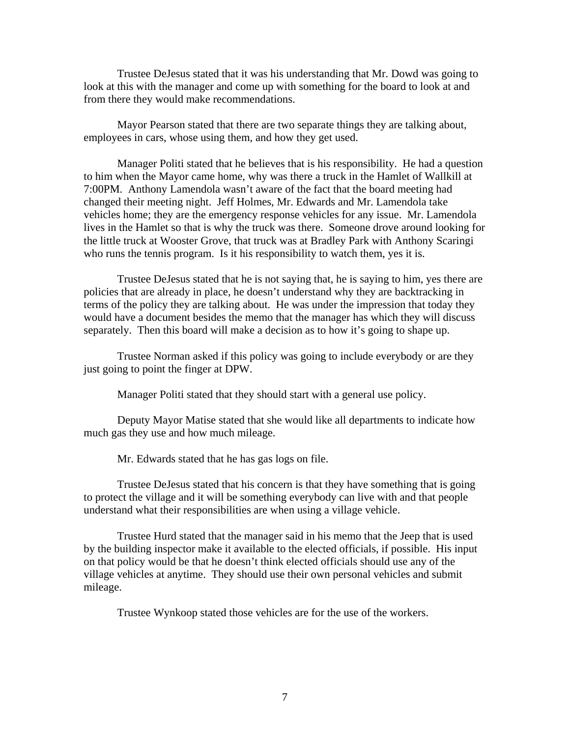Trustee DeJesus stated that it was his understanding that Mr. Dowd was going to look at this with the manager and come up with something for the board to look at and from there they would make recommendations.

Mayor Pearson stated that there are two separate things they are talking about, employees in cars, whose using them, and how they get used.

Manager Politi stated that he believes that is his responsibility. He had a question to him when the Mayor came home, why was there a truck in the Hamlet of Wallkill at 7:00PM. Anthony Lamendola wasn't aware of the fact that the board meeting had changed their meeting night. Jeff Holmes, Mr. Edwards and Mr. Lamendola take vehicles home; they are the emergency response vehicles for any issue. Mr. Lamendola lives in the Hamlet so that is why the truck was there. Someone drove around looking for the little truck at Wooster Grove, that truck was at Bradley Park with Anthony Scaringi who runs the tennis program. Is it his responsibility to watch them, yes it is.

Trustee DeJesus stated that he is not saying that, he is saying to him, yes there are policies that are already in place, he doesn't understand why they are backtracking in terms of the policy they are talking about. He was under the impression that today they would have a document besides the memo that the manager has which they will discuss separately. Then this board will make a decision as to how it's going to shape up.

Trustee Norman asked if this policy was going to include everybody or are they just going to point the finger at DPW.

Manager Politi stated that they should start with a general use policy.

Deputy Mayor Matise stated that she would like all departments to indicate how much gas they use and how much mileage.

Mr. Edwards stated that he has gas logs on file.

Trustee DeJesus stated that his concern is that they have something that is going to protect the village and it will be something everybody can live with and that people understand what their responsibilities are when using a village vehicle.

Trustee Hurd stated that the manager said in his memo that the Jeep that is used by the building inspector make it available to the elected officials, if possible. His input on that policy would be that he doesn't think elected officials should use any of the village vehicles at anytime. They should use their own personal vehicles and submit mileage.

Trustee Wynkoop stated those vehicles are for the use of the workers.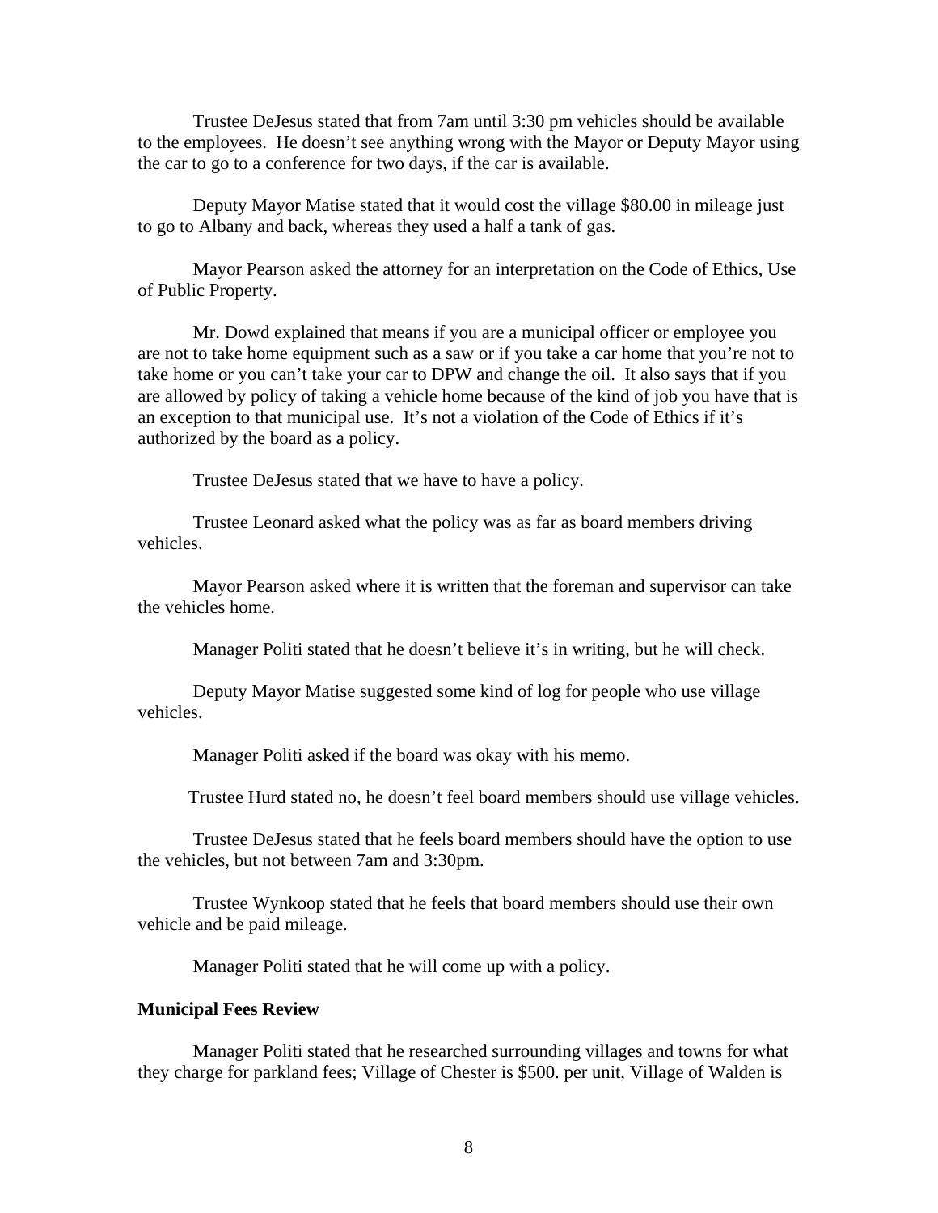Trustee DeJesus stated that from 7am until 3:30 pm vehicles should be available to the employees. He doesn't see anything wrong with the Mayor or Deputy Mayor using the car to go to a conference for two days, if the car is available.

Deputy Mayor Matise stated that it would cost the village $80.00 in mileage just to go to Albany and back, whereas they used a half a tank of gas.

Mayor Pearson asked the attorney for an interpretation on the Code of Ethics, Use of Public Property.

Mr. Dowd explained that means if you are a municipal officer or employee you are not to take home equipment such as a saw or if you take a car home that you're not to take home or you can't take your car to DPW and change the oil. It also says that if you are allowed by policy of taking a vehicle home because of the kind of job you have that is an exception to that municipal use. It's not a violation of the Code of Ethics if it's authorized by the board as a policy.

Trustee DeJesus stated that we have to have a policy.

Trustee Leonard asked what the policy was as far as board members driving vehicles.

Mayor Pearson asked where it is written that the foreman and supervisor can take the vehicles home.

Manager Politi stated that he doesn't believe it's in writing, but he will check.

Deputy Mayor Matise suggested some kind of log for people who use village vehicles.

Manager Politi asked if the board was okay with his memo.

Trustee Hurd stated no, he doesn't feel board members should use village vehicles.

Trustee DeJesus stated that he feels board members should have the option to use the vehicles, but not between 7am and 3:30pm.

Trustee Wynkoop stated that he feels that board members should use their own vehicle and be paid mileage.

Manager Politi stated that he will come up with a policy.

**Municipal Fees Review**

Manager Politi stated that he researched surrounding villages and towns for what they charge for parkland fees; Village of Chester is $500. per unit, Village of Walden is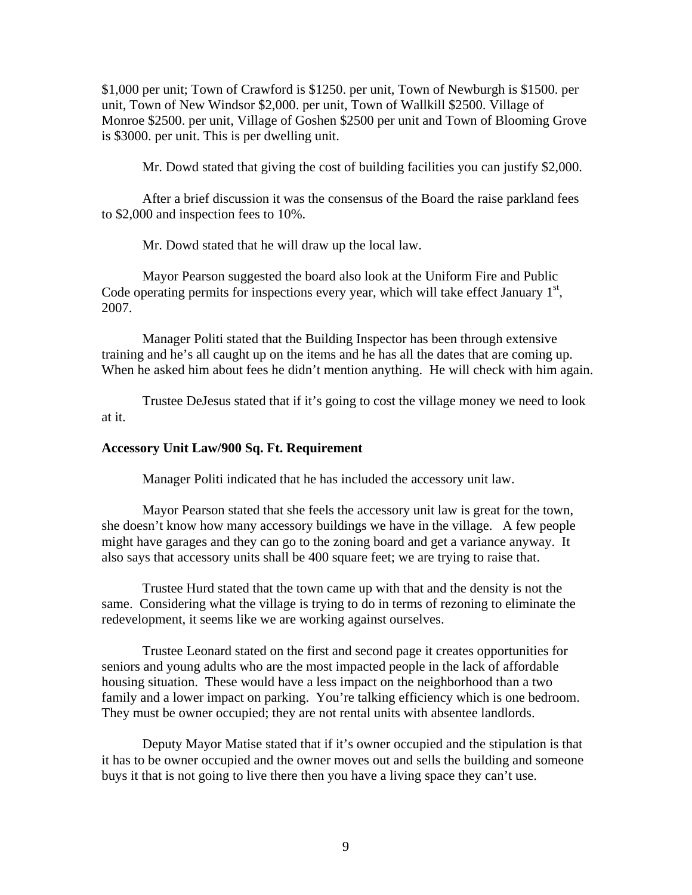$1,000 per unit; Town of Crawford is $1250. per unit, Town of Newburgh is $1500. per unit, Town of New Windsor $2,000. per unit, Town of Wallkill $2500. Village of Monroe $2500. per unit, Village of Goshen $2500 per unit and Town of Blooming Grove is $3000. per unit. This is per dwelling unit.

Mr. Dowd stated that giving the cost of building facilities you can justify $2,000.

After a brief discussion it was the consensus of the Board the raise parkland fees to $2,000 and inspection fees to 10%.

Mr. Dowd stated that he will draw up the local law.

Mayor Pearson suggested the board also look at the Uniform Fire and Public Code operating permits for inspections every year, which will take effect January 1st, 2007.

Manager Politi stated that the Building Inspector has been through extensive training and he's all caught up on the items and he has all the dates that are coming up. When he asked him about fees he didn't mention anything. He will check with him again.

Trustee DeJesus stated that if it's going to cost the village money we need to look at it.

**Accessory Unit Law/900 Sq. Ft. Requirement**

Manager Politi indicated that he has included the accessory unit law.

Mayor Pearson stated that she feels the accessory unit law is great for the town, she doesn't know how many accessory buildings we have in the village. A few people might have garages and they can go to the zoning board and get a variance anyway. It also says that accessory units shall be 400 square feet; we are trying to raise that.

Trustee Hurd stated that the town came up with that and the density is not the same. Considering what the village is trying to do in terms of rezoning to eliminate the redevelopment, it seems like we are working against ourselves.

Trustee Leonard stated on the first and second page it creates opportunities for seniors and young adults who are the most impacted people in the lack of affordable housing situation. These would have a less impact on the neighborhood than a two family and a lower impact on parking. You're talking efficiency which is one bedroom. They must be owner occupied; they are not rental units with absentee landlords.

Deputy Mayor Matise stated that if it's owner occupied and the stipulation is that it has to be owner occupied and the owner moves out and sells the building and someone buys it that is not going to live there then you have a living space they can't use.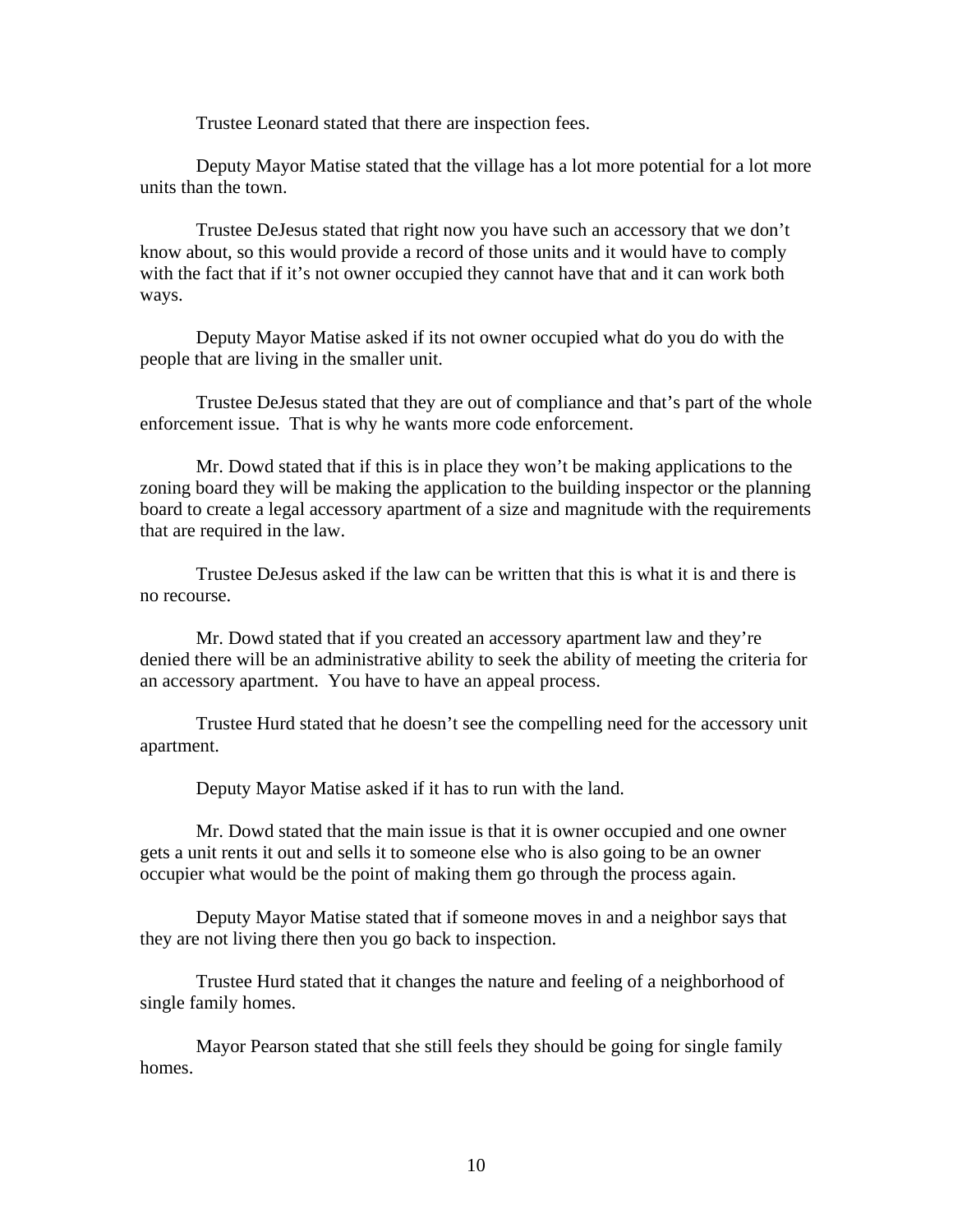Trustee Leonard stated that there are inspection fees.

Deputy Mayor Matise stated that the village has a lot more potential for a lot more units than the town.

Trustee DeJesus stated that right now you have such an accessory that we don't know about, so this would provide a record of those units and it would have to comply with the fact that if it's not owner occupied they cannot have that and it can work both ways.

Deputy Mayor Matise asked if its not owner occupied what do you do with the people that are living in the smaller unit.

Trustee DeJesus stated that they are out of compliance and that's part of the whole enforcement issue. That is why he wants more code enforcement.

Mr. Dowd stated that if this is in place they won't be making applications to the zoning board they will be making the application to the building inspector or the planning board to create a legal accessory apartment of a size and magnitude with the requirements that are required in the law.

Trustee DeJesus asked if the law can be written that this is what it is and there is no recourse.

Mr. Dowd stated that if you created an accessory apartment law and they're denied there will be an administrative ability to seek the ability of meeting the criteria for an accessory apartment. You have to have an appeal process.

Trustee Hurd stated that he doesn't see the compelling need for the accessory unit apartment.

Deputy Mayor Matise asked if it has to run with the land.

Mr. Dowd stated that the main issue is that it is owner occupied and one owner gets a unit rents it out and sells it to someone else who is also going to be an owner occupier what would be the point of making them go through the process again.

Deputy Mayor Matise stated that if someone moves in and a neighbor says that they are not living there then you go back to inspection.

Trustee Hurd stated that it changes the nature and feeling of a neighborhood of single family homes.

Mayor Pearson stated that she still feels they should be going for single family homes.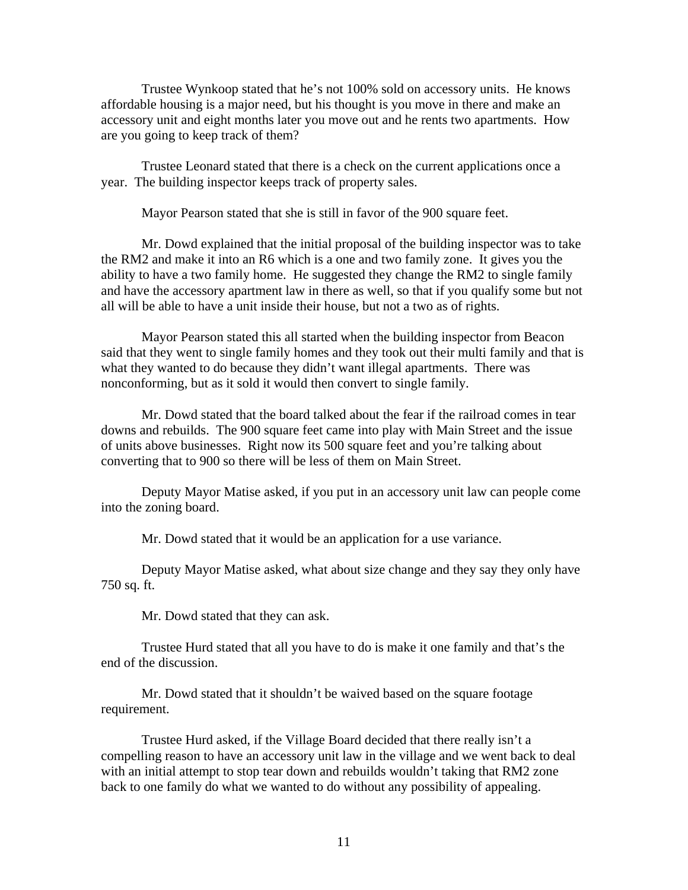Trustee Wynkoop stated that he's not 100% sold on accessory units. He knows affordable housing is a major need, but his thought is you move in there and make an accessory unit and eight months later you move out and he rents two apartments. How are you going to keep track of them?

Trustee Leonard stated that there is a check on the current applications once a year. The building inspector keeps track of property sales.

Mayor Pearson stated that she is still in favor of the 900 square feet.

Mr. Dowd explained that the initial proposal of the building inspector was to take the RM2 and make it into an R6 which is a one and two family zone. It gives you the ability to have a two family home. He suggested they change the RM2 to single family and have the accessory apartment law in there as well, so that if you qualify some but not all will be able to have a unit inside their house, but not a two as of rights.

Mayor Pearson stated this all started when the building inspector from Beacon said that they went to single family homes and they took out their multi family and that is what they wanted to do because they didn't want illegal apartments. There was nonconforming, but as it sold it would then convert to single family.

Mr. Dowd stated that the board talked about the fear if the railroad comes in tear downs and rebuilds. The 900 square feet came into play with Main Street and the issue of units above businesses. Right now its 500 square feet and you're talking about converting that to 900 so there will be less of them on Main Street.

Deputy Mayor Matise asked, if you put in an accessory unit law can people come into the zoning board.

Mr. Dowd stated that it would be an application for a use variance.

Deputy Mayor Matise asked, what about size change and they say they only have 750 sq. ft.

Mr. Dowd stated that they can ask.

Trustee Hurd stated that all you have to do is make it one family and that's the end of the discussion.

Mr. Dowd stated that it shouldn't be waived based on the square footage requirement.

Trustee Hurd asked, if the Village Board decided that there really isn't a compelling reason to have an accessory unit law in the village and we went back to deal with an initial attempt to stop tear down and rebuilds wouldn't taking that RM2 zone back to one family do what we wanted to do without any possibility of appealing.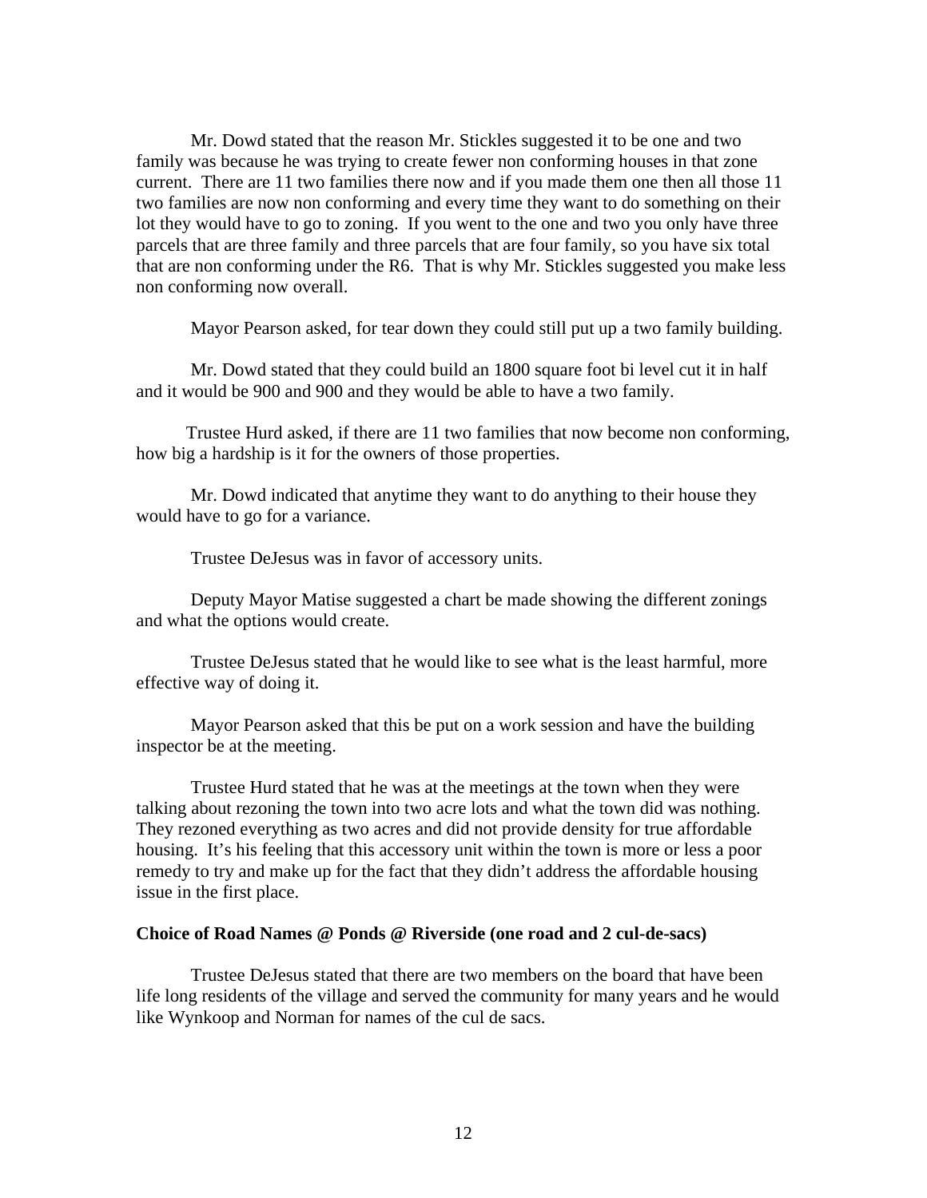Mr. Dowd stated that the reason Mr. Stickles suggested it to be one and two family was because he was trying to create fewer non conforming houses in that zone current. There are 11 two families there now and if you made them one then all those 11 two families are now non conforming and every time they want to do something on their lot they would have to go to zoning. If you went to the one and two you only have three parcels that are three family and three parcels that are four family, so you have six total that are non conforming under the R6. That is why Mr. Stickles suggested you make less non conforming now overall.

Mayor Pearson asked, for tear down they could still put up a two family building.

Mr. Dowd stated that they could build an 1800 square foot bi level cut it in half and it would be 900 and 900 and they would be able to have a two family.

Trustee Hurd asked, if there are 11 two families that now become non conforming, how big a hardship is it for the owners of those properties.

Mr. Dowd indicated that anytime they want to do anything to their house they would have to go for a variance.

Trustee DeJesus was in favor of accessory units.

Deputy Mayor Matise suggested a chart be made showing the different zonings and what the options would create.

Trustee DeJesus stated that he would like to see what is the least harmful, more effective way of doing it.

Mayor Pearson asked that this be put on a work session and have the building inspector be at the meeting.

Trustee Hurd stated that he was at the meetings at the town when they were talking about rezoning the town into two acre lots and what the town did was nothing. They rezoned everything as two acres and did not provide density for true affordable housing. It's his feeling that this accessory unit within the town is more or less a poor remedy to try and make up for the fact that they didn't address the affordable housing issue in the first place.

**Choice of Road Names @ Ponds @ Riverside (one road and 2 cul-de-sacs)**

Trustee DeJesus stated that there are two members on the board that have been life long residents of the village and served the community for many years and he would like Wynkoop and Norman for names of the cul de sacs.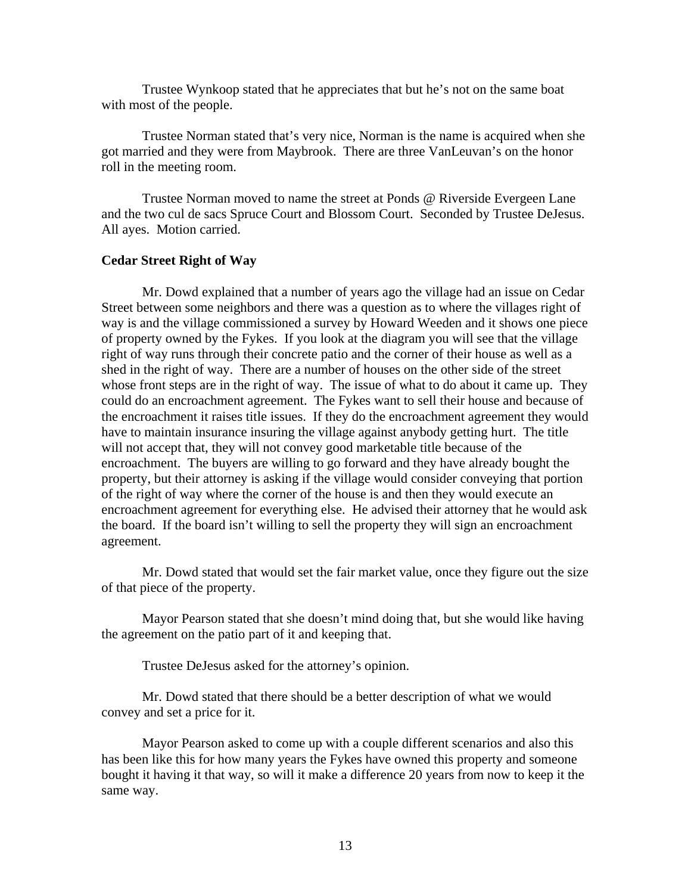Trustee Wynkoop stated that he appreciates that but he's not on the same boat with most of the people.

Trustee Norman stated that's very nice, Norman is the name is acquired when she got married and they were from Maybrook. There are three VanLeuvan's on the honor roll in the meeting room.

Trustee Norman moved to name the street at Ponds @ Riverside Evergeen Lane and the two cul de sacs Spruce Court and Blossom Court. Seconded by Trustee DeJesus. All ayes. Motion carried.

**Cedar Street Right of Way**

Mr. Dowd explained that a number of years ago the village had an issue on Cedar Street between some neighbors and there was a question as to where the villages right of way is and the village commissioned a survey by Howard Weeden and it shows one piece of property owned by the Fykes. If you look at the diagram you will see that the village right of way runs through their concrete patio and the corner of their house as well as a shed in the right of way. There are a number of houses on the other side of the street whose front steps are in the right of way. The issue of what to do about it came up. They could do an encroachment agreement. The Fykes want to sell their house and because of the encroachment it raises title issues. If they do the encroachment agreement they would have to maintain insurance insuring the village against anybody getting hurt. The title will not accept that, they will not convey good marketable title because of the encroachment. The buyers are willing to go forward and they have already bought the property, but their attorney is asking if the village would consider conveying that portion of the right of way where the corner of the house is and then they would execute an encroachment agreement for everything else. He advised their attorney that he would ask the board. If the board isn't willing to sell the property they will sign an encroachment agreement.

Mr. Dowd stated that would set the fair market value, once they figure out the size of that piece of the property.

Mayor Pearson stated that she doesn't mind doing that, but she would like having the agreement on the patio part of it and keeping that.

Trustee DeJesus asked for the attorney's opinion.

Mr. Dowd stated that there should be a better description of what we would convey and set a price for it.

Mayor Pearson asked to come up with a couple different scenarios and also this has been like this for how many years the Fykes have owned this property and someone bought it having it that way, so will it make a difference 20 years from now to keep it the same way.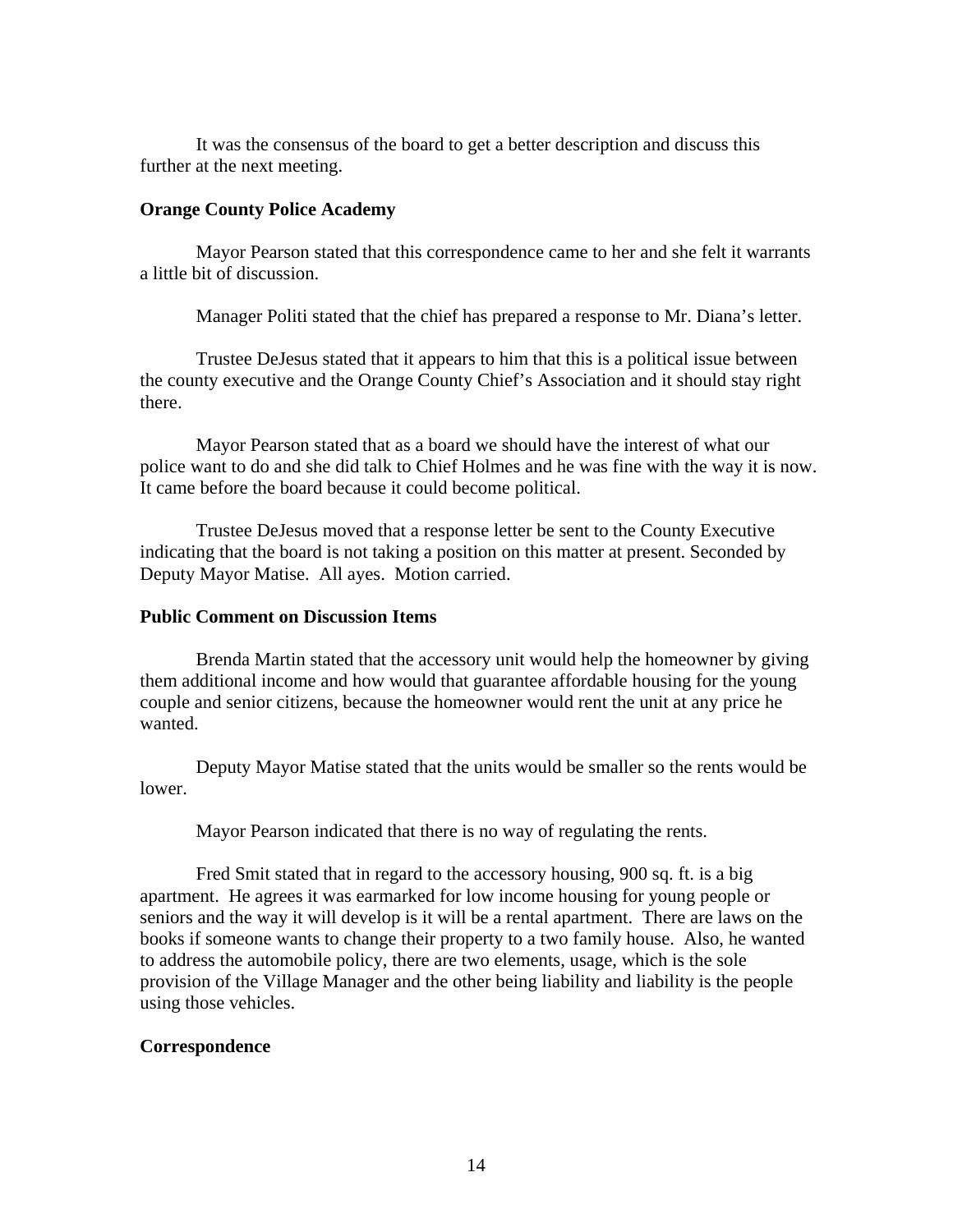It was the consensus of the board to get a better description and discuss this further at the next meeting.

**Orange County Police Academy**

Mayor Pearson stated that this correspondence came to her and she felt it warrants a little bit of discussion.

Manager Politi stated that the chief has prepared a response to Mr. Diana's letter.

Trustee DeJesus stated that it appears to him that this is a political issue between the county executive and the Orange County Chief's Association and it should stay right there.

Mayor Pearson stated that as a board we should have the interest of what our police want to do and she did talk to Chief Holmes and he was fine with the way it is now. It came before the board because it could become political.

Trustee DeJesus moved that a response letter be sent to the County Executive indicating that the board is not taking a position on this matter at present. Seconded by Deputy Mayor Matise. All ayes. Motion carried.

**Public Comment on Discussion Items**

Brenda Martin stated that the accessory unit would help the homeowner by giving them additional income and how would that guarantee affordable housing for the young couple and senior citizens, because the homeowner would rent the unit at any price he wanted.

Deputy Mayor Matise stated that the units would be smaller so the rents would be lower.

Mayor Pearson indicated that there is no way of regulating the rents.

Fred Smit stated that in regard to the accessory housing, 900 sq. ft. is a big apartment. He agrees it was earmarked for low income housing for young people or seniors and the way it will develop is it will be a rental apartment. There are laws on the books if someone wants to change their property to a two family house. Also, he wanted to address the automobile policy, there are two elements, usage, which is the sole provision of the Village Manager and the other being liability and liability is the people using those vehicles.

**Correspondence**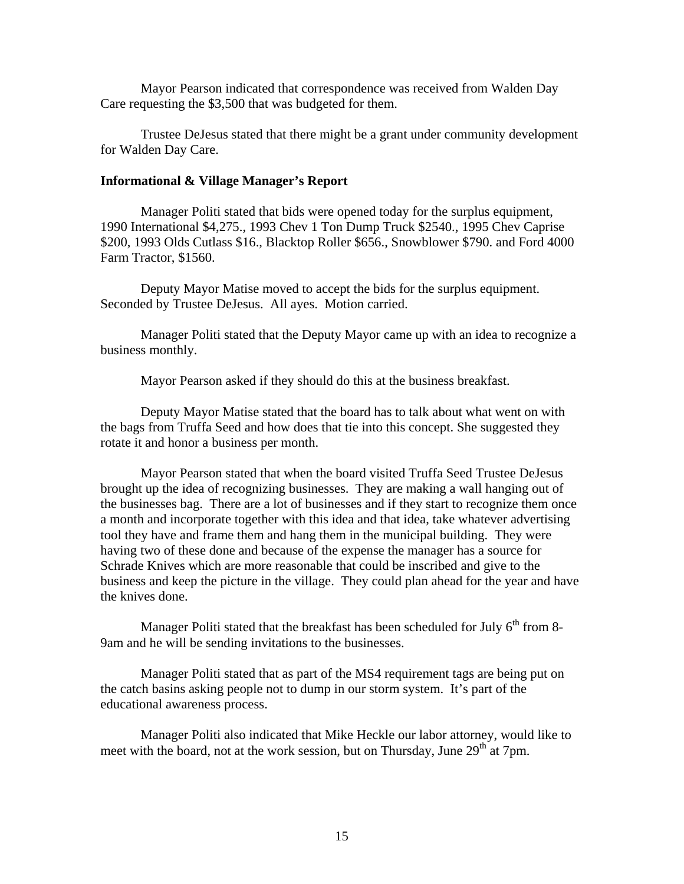Mayor Pearson indicated that correspondence was received from Walden Day Care requesting the $3,500 that was budgeted for them.

Trustee DeJesus stated that there might be a grant under community development for Walden Day Care.

**Informational & Village Manager's Report**

Manager Politi stated that bids were opened today for the surplus equipment, 1990 International $4,275., 1993 Chev 1 Ton Dump Truck $2540., 1995 Chev Caprise $200, 1993 Olds Cutlass $16., Blacktop Roller $656., Snowblower $790. and Ford 4000 Farm Tractor, $1560.

Deputy Mayor Matise moved to accept the bids for the surplus equipment. Seconded by Trustee DeJesus. All ayes. Motion carried.

Manager Politi stated that the Deputy Mayor came up with an idea to recognize a business monthly.

Mayor Pearson asked if they should do this at the business breakfast.

Deputy Mayor Matise stated that the board has to talk about what went on with the bags from Truffa Seed and how does that tie into this concept. She suggested they rotate it and honor a business per month.

Mayor Pearson stated that when the board visited Truffa Seed Trustee DeJesus brought up the idea of recognizing businesses. They are making a wall hanging out of the businesses bag. There are a lot of businesses and if they start to recognize them once a month and incorporate together with this idea and that idea, take whatever advertising tool they have and frame them and hang them in the municipal building. They were having two of these done and because of the expense the manager has a source for Schrade Knives which are more reasonable that could be inscribed and give to the business and keep the picture in the village. They could plan ahead for the year and have the knives done.

Manager Politi stated that the breakfast has been scheduled for July 6th from 8-9am and he will be sending invitations to the businesses.

Manager Politi stated that as part of the MS4 requirement tags are being put on the catch basins asking people not to dump in our storm system. It's part of the educational awareness process.

Manager Politi also indicated that Mike Heckle our labor attorney, would like to meet with the board, not at the work session, but on Thursday, June 29th at 7pm.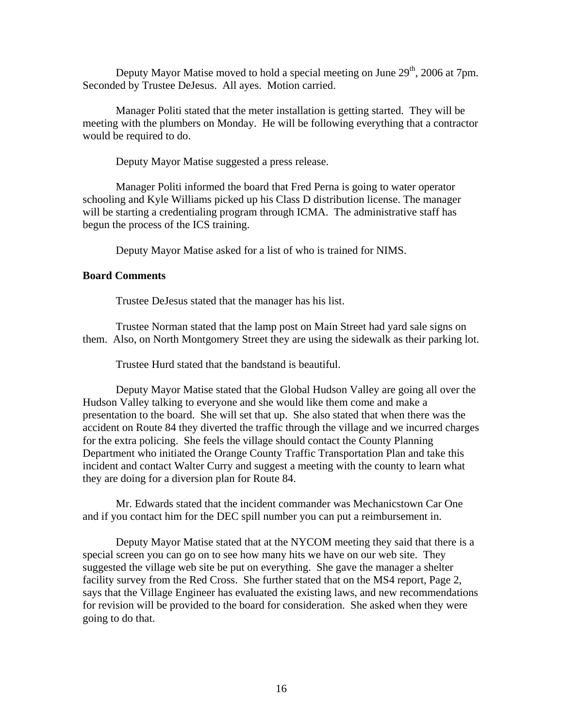Deputy Mayor Matise moved to hold a special meeting on June 29th, 2006 at 7pm. Seconded by Trustee DeJesus. All ayes. Motion carried.

Manager Politi stated that the meter installation is getting started. They will be meeting with the plumbers on Monday. He will be following everything that a contractor would be required to do.

Deputy Mayor Matise suggested a press release.

Manager Politi informed the board that Fred Perna is going to water operator schooling and Kyle Williams picked up his Class D distribution license. The manager will be starting a credentialing program through ICMA. The administrative staff has begun the process of the ICS training.

Deputy Mayor Matise asked for a list of who is trained for NIMS.

**Board Comments**

Trustee DeJesus stated that the manager has his list.

Trustee Norman stated that the lamp post on Main Street had yard sale signs on them. Also, on North Montgomery Street they are using the sidewalk as their parking lot.

Trustee Hurd stated that the bandstand is beautiful.

Deputy Mayor Matise stated that the Global Hudson Valley are going all over the Hudson Valley talking to everyone and she would like them come and make a presentation to the board. She will set that up. She also stated that when there was the accident on Route 84 they diverted the traffic through the village and we incurred charges for the extra policing. She feels the village should contact the County Planning Department who initiated the Orange County Traffic Transportation Plan and take this incident and contact Walter Curry and suggest a meeting with the county to learn what they are doing for a diversion plan for Route 84.

Mr. Edwards stated that the incident commander was Mechanicstown Car One and if you contact him for the DEC spill number you can put a reimbursement in.

Deputy Mayor Matise stated that at the NYCOM meeting they said that there is a special screen you can go on to see how many hits we have on our web site. They suggested the village web site be put on everything. She gave the manager a shelter facility survey from the Red Cross. She further stated that on the MS4 report, Page 2, says that the Village Engineer has evaluated the existing laws, and new recommendations for revision will be provided to the board for consideration. She asked when they were going to do that.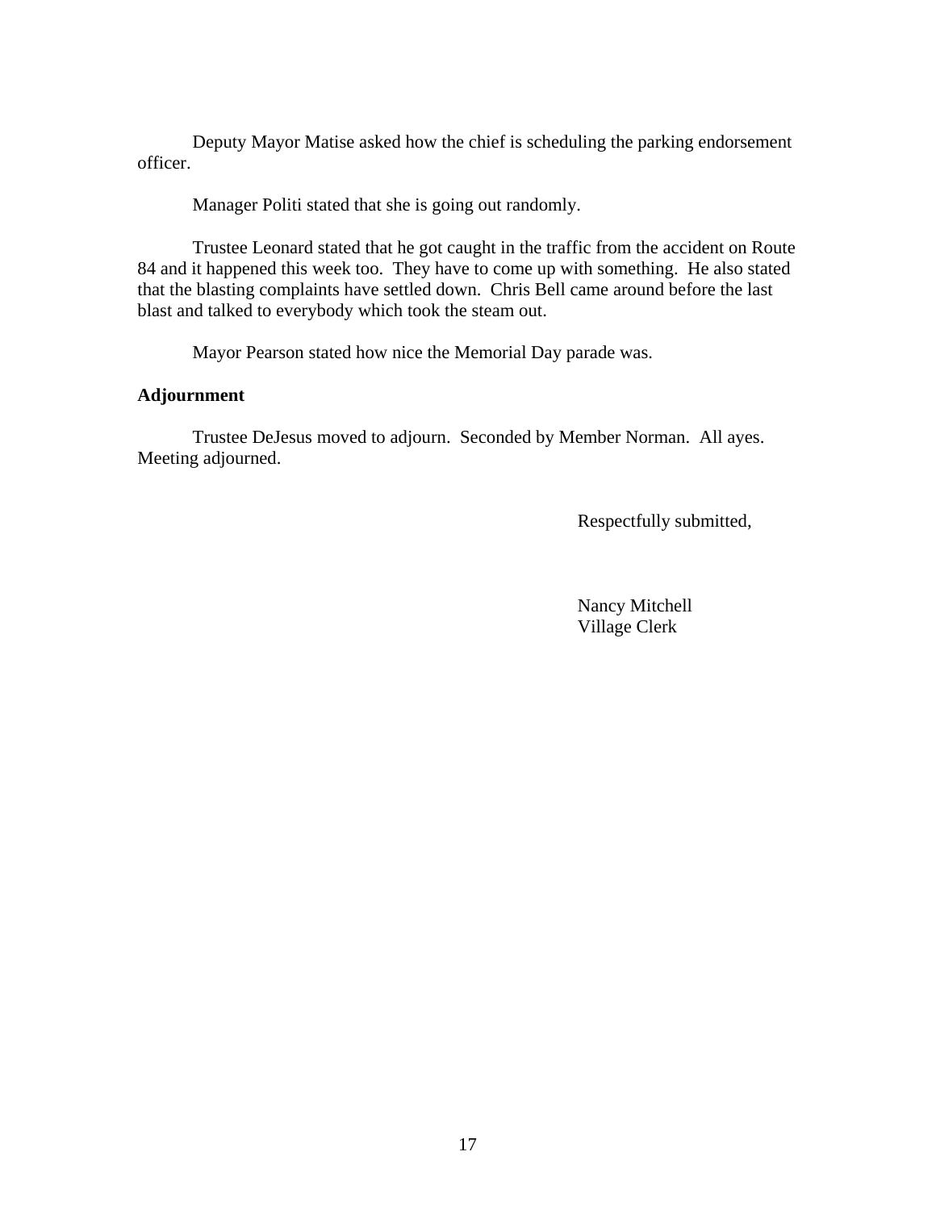Deputy Mayor Matise asked how the chief is scheduling the parking endorsement officer.

Manager Politi stated that she is going out randomly.

Trustee Leonard stated that he got caught in the traffic from the accident on Route 84 and it happened this week too. They have to come up with something. He also stated that the blasting complaints have settled down. Chris Bell came around before the last blast and talked to everybody which took the steam out.

Mayor Pearson stated how nice the Memorial Day parade was.

**Adjournment**

Trustee DeJesus moved to adjourn. Seconded by Member Norman. All ayes. Meeting adjourned.

Respectfully submitted,

Nancy Mitchell
Village Clerk